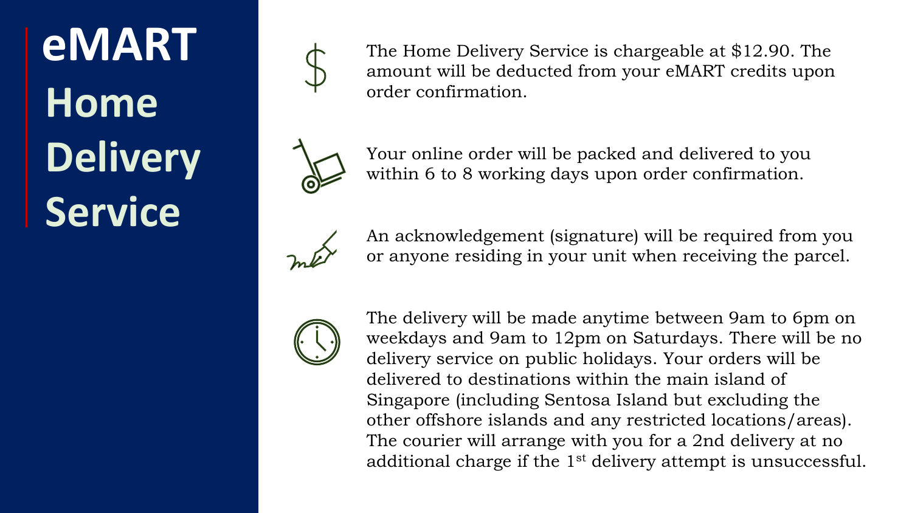# eMART Home Delivery Service

The Home Delivery Service is chargeable at $12.90. The amount will be deducted from your eMART credits upon order confirmation.

Your online order will be packed and delivered to you within 6 to 8 working days upon order confirmation.

An acknowledgement (signature) will be required from you or anyone residing in your unit when receiving the parcel.

The delivery will be made anytime between 9am to 6pm on weekdays and 9am to 12pm on Saturdays. There will be no delivery service on public holidays. Your orders will be delivered to destinations within the main island of Singapore (including Sentosa Island but excluding the other offshore islands and any restricted locations/areas). The courier will arrange with you for a 2nd delivery at no additional charge if the 1st delivery attempt is unsuccessful.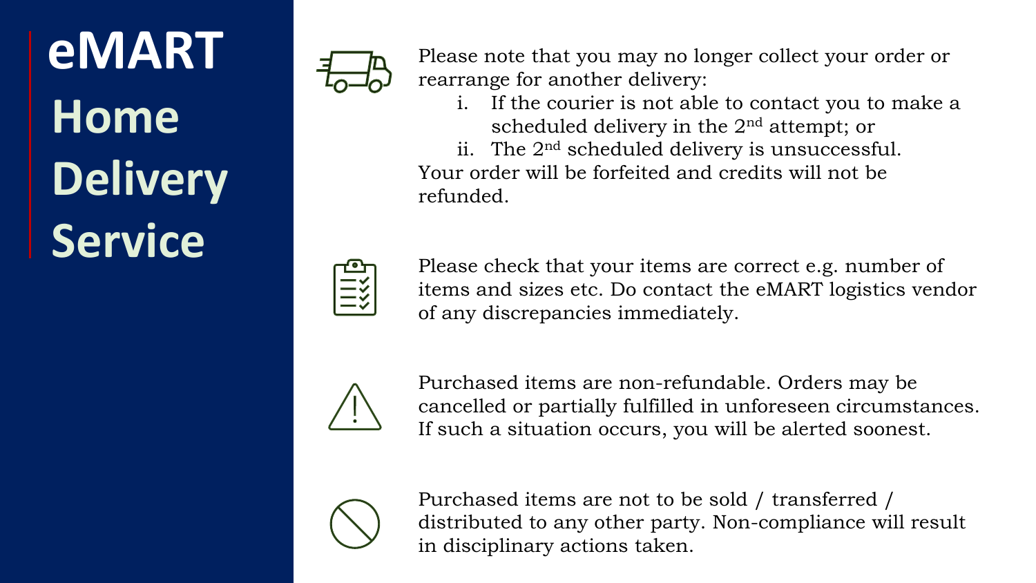# eMART Home Delivery Service

Please note that you may no longer collect your order or rearrange for another delivery:

i. If the courier is not able to contact you to make a scheduled delivery in the 2nd attempt; or
ii. The 2nd scheduled delivery is unsuccessful.

Your order will be forfeited and credits will not be refunded.

Please check that your items are correct e.g. number of items and sizes etc. Do contact the eMART logistics vendor of any discrepancies immediately.

Purchased items are non-refundable. Orders may be cancelled or partially fulfilled in unforeseen circumstances. If such a situation occurs, you will be alerted soonest.

Purchased items are not to be sold / transferred / distributed to any other party. Non-compliance will result in disciplinary actions taken.